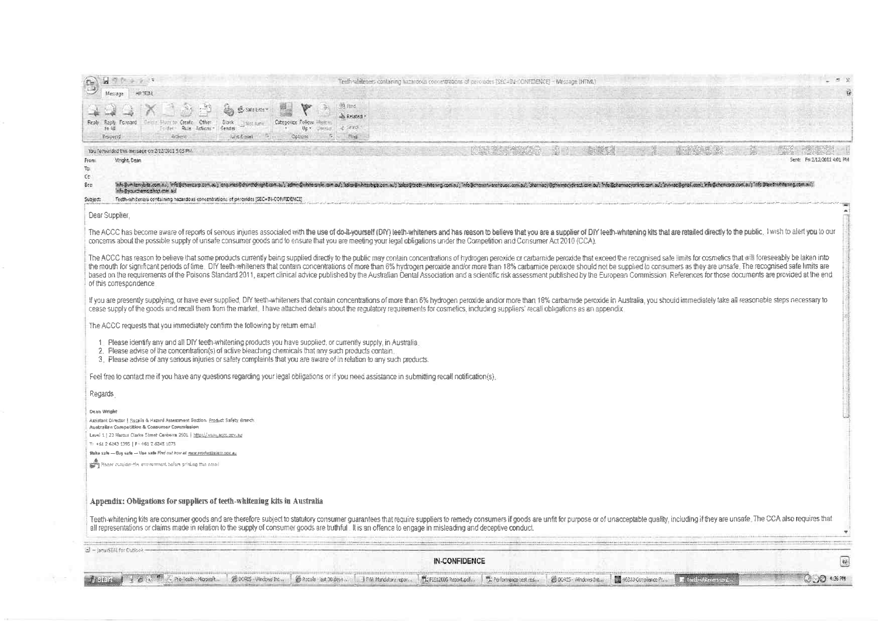Teeth-whiteners containing hazardous concentrations of peroxides [SEC=IN-CONFIDENCE] - Message (HTML)

You forwarded this message on 2/12/2011 5:05 PM.

From: Wright, Dean

To:

Cc:

Bcc: info@whitenybite.com.au; info@chemcorp.com.au; enquiries@churchdwight.com.au; admin@whitersmile.com.au; sales@whitesbright.com.au; sales@teeth-whitening.com.au; info@chemistwarehouse.com.au; pharmacy@pharmacydirect.com.au; info@pharmacyonline.com.au; info@chemcorp.com.au; info@teethwhitening.com.au; info@yourchemistshop.com.au

Sent: Fri 2/12/2011 4:01 PM

Subject: Teeth-whiteners containing hazardous concentrations of peroxides [SEC=IN-CONFIDENCE]

Dear Supplier,

The ACCC has become aware of reports of serious injuries associated with the use of do-it-yourself (DIY) teeth-whiteners and has reason to believe that you are a supplier of DIY teeth-whitening kits that are retailed directly to the public. I wish to alert you to our concerns about the possible supply of unsafe consumer goods and to ensure that you are meeting your legal obligations under the Competition and Consumer Act 2010 (CCA).

The ACCC has reason to believe that some products currently being supplied directly to the public may contain concentrations of hydrogen peroxide or carbamide peroxide that exceed the recognised safe limits for cosmetics that will foreseeably be taken into the mouth for significant periods of time. DIY teeth-whiteners that contain concentrations of more than 6% hydrogen peroxide and/or more than 18% carbamide peroxide should not be supplied to consumers as they are unsafe. The recognised safe limits are based on the requirements of the Poisons Standard 2011, expert clinical advice published by the Australian Dental Association and a scientific risk assessment published by the European Commission. References for those documents are provided at the end of this correspondence.

If you are presently supplying, or have ever supplied, DIY teeth-whiteners that contain concentrations of more than 6% hydrogen peroxide and/or more than 18% carbamide peroxide in Australia, you should immediately take all reasonable steps necessary to cease supply of the goods and recall them from the market. I have attached details about the regulatory requirements for cosmetics, including suppliers' recall obligations as an appendix.

The ACCC requests that you immediately confirm the following by return email:

1. Please identify any and all DIY teeth-whitening products you have supplied, or currently supply, in Australia.
2. Please advise of the concentration(s) of active bleaching chemicals that any such products contain.
3. Please advise of any serious injuries or safety complaints that you are aware of in relation to any such products.

Feel free to contact me if you have any questions regarding your legal obligations or if you need assistance in submitting recall notification(s).

Regards,

**Dean Wright**

Assistant Director | Recalls & Hazard Assessment Section, Product Safety Branch
**Australian Competition & Consumer Commission**
Level 1 | 23 Marcus Clarke Street Canberra 2601 | http://www.accc.gov.au
T: +61 2 6243 1395 | F: +61 2 6243 1075
**Make safe — Buy safe — Use safe** *Find out how at www.productsafety.gov.au*

Please consider the environment before printing this email

## Appendix: Obligations for suppliers of teeth-whitening kits in Australia

Teeth-whitening kits are consumer goods and are therefore subject to statutory consumer guarantees that require suppliers to remedy consumers if goods are unfit for purpose or of unacceptable quality, including if they are unsafe. The CCA also requires that all representations or claims made in relation to the supply of consumer goods are truthful. It is an offence to engage in misleading and deceptive conduct.

**IN-CONFIDENCE**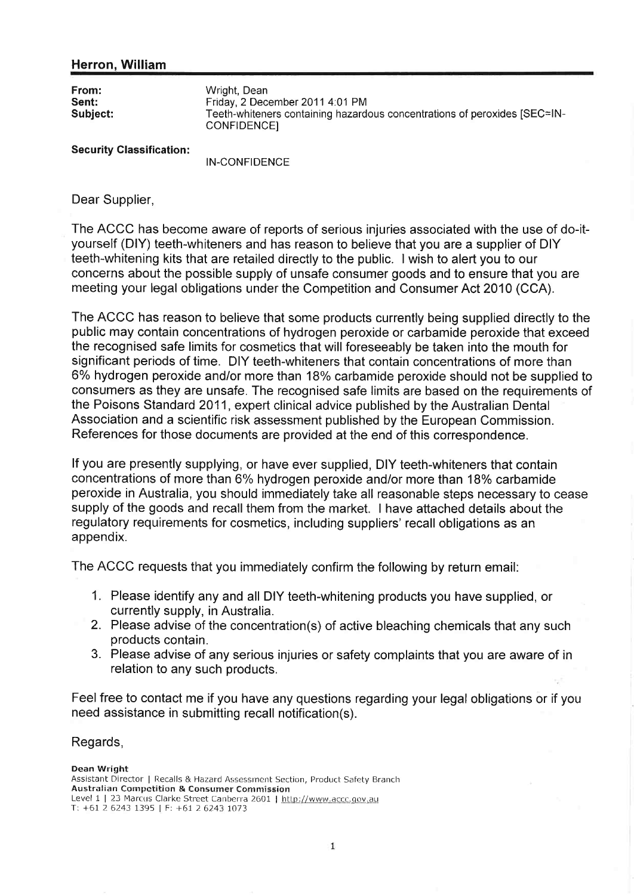## Herron, William

**From:** Wright, Dean
**Sent:** Friday, 2 December 2011 4:01 PM
**Subject:** Teeth-whiteners containing hazardous concentrations of peroxides [SEC=IN-CONFIDENCE]

**Security Classification:** IN-CONFIDENCE

Dear Supplier,

The ACCC has become aware of reports of serious injuries associated with the use of do-it-yourself (DIY) teeth-whiteners and has reason to believe that you are a supplier of DIY teeth-whitening kits that are retailed directly to the public. I wish to alert you to our concerns about the possible supply of unsafe consumer goods and to ensure that you are meeting your legal obligations under the Competition and Consumer Act 2010 (CCA).

The ACCC has reason to believe that some products currently being supplied directly to the public may contain concentrations of hydrogen peroxide or carbamide peroxide that exceed the recognised safe limits for cosmetics that will foreseeably be taken into the mouth for significant periods of time. DIY teeth-whiteners that contain concentrations of more than 6% hydrogen peroxide and/or more than 18% carbamide peroxide should not be supplied to consumers as they are unsafe. The recognised safe limits are based on the requirements of the Poisons Standard 2011, expert clinical advice published by the Australian Dental Association and a scientific risk assessment published by the European Commission. References for those documents are provided at the end of this correspondence.

If you are presently supplying, or have ever supplied, DIY teeth-whiteners that contain concentrations of more than 6% hydrogen peroxide and/or more than 18% carbamide peroxide in Australia, you should immediately take all reasonable steps necessary to cease supply of the goods and recall them from the market. I have attached details about the regulatory requirements for cosmetics, including suppliers' recall obligations as an appendix.

The ACCC requests that you immediately confirm the following by return email:

1. Please identify any and all DIY teeth-whitening products you have supplied, or currently supply, in Australia.
2. Please advise of the concentration(s) of active bleaching chemicals that any such products contain.
3. Please advise of any serious injuries or safety complaints that you are aware of in relation to any such products.

Feel free to contact me if you have any questions regarding your legal obligations or if you need assistance in submitting recall notification(s).

Regards,

**Dean Wright**
Assistant Director | Recalls & Hazard Assessment Section, Product Safety Branch
**Australian Competition & Consumer Commission**
Level 1 | 23 Marcus Clarke Street Canberra 2601 | http://www.accc.gov.au
T: +61 2 6243 1395 | F: +61 2 6243 1073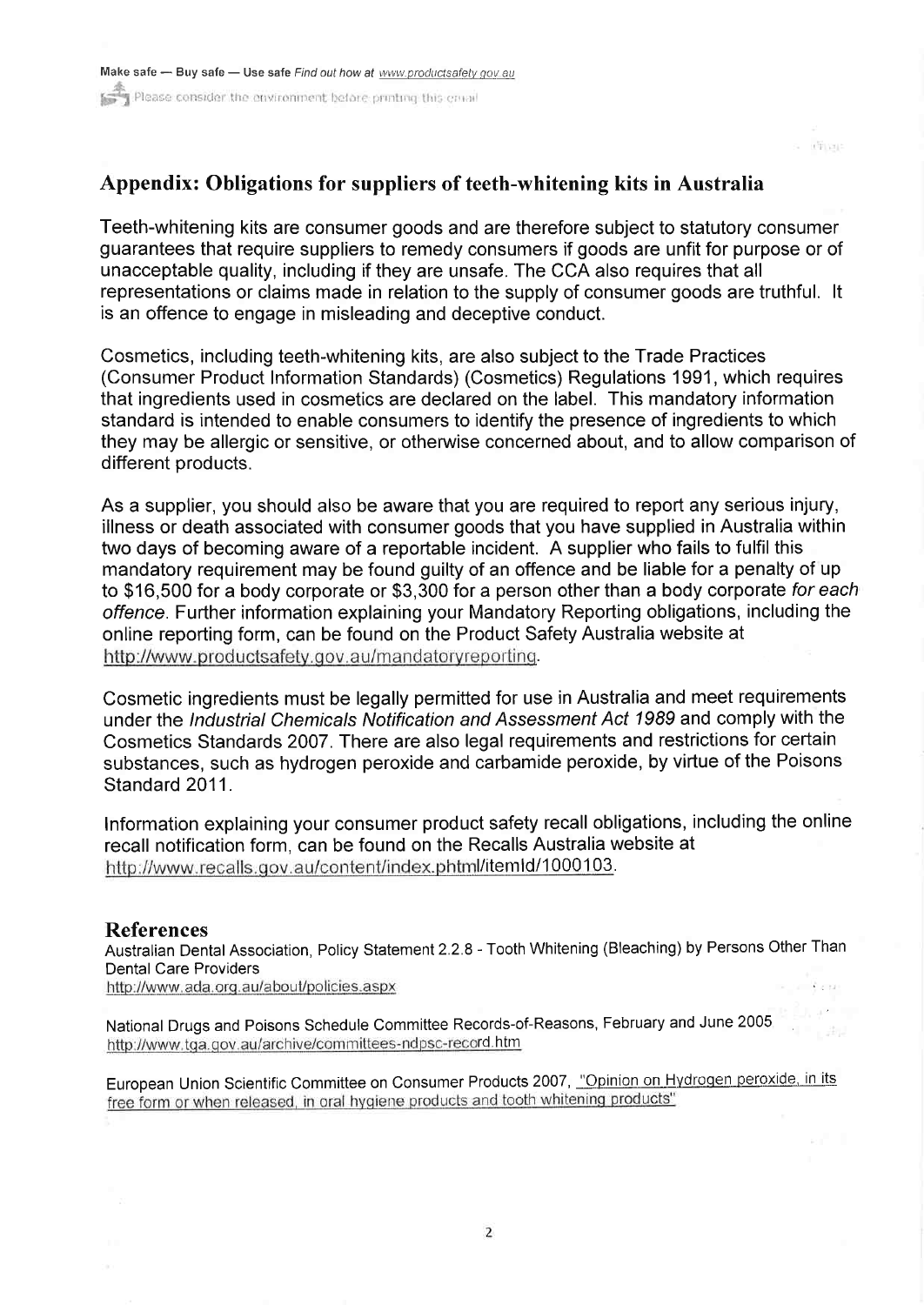Make safe — Buy safe — Use safe *Find out how at www.productsafety.gov.au*

Please consider the environment before printing this email

## Appendix: Obligations for suppliers of teeth-whitening kits in Australia

Teeth-whitening kits are consumer goods and are therefore subject to statutory consumer guarantees that require suppliers to remedy consumers if goods are unfit for purpose or of unacceptable quality, including if they are unsafe. The CCA also requires that all representations or claims made in relation to the supply of consumer goods are truthful. It is an offence to engage in misleading and deceptive conduct.

Cosmetics, including teeth-whitening kits, are also subject to the Trade Practices (Consumer Product Information Standards) (Cosmetics) Regulations 1991, which requires that ingredients used in cosmetics are declared on the label. This mandatory information standard is intended to enable consumers to identify the presence of ingredients to which they may be allergic or sensitive, or otherwise concerned about, and to allow comparison of different products.

As a supplier, you should also be aware that you are required to report any serious injury, illness or death associated with consumer goods that you have supplied in Australia within two days of becoming aware of a reportable incident. A supplier who fails to fulfil this mandatory requirement may be found guilty of an offence and be liable for a penalty of up to $16,500 for a body corporate or $3,300 for a person other than a body corporate *for each offence*. Further information explaining your Mandatory Reporting obligations, including the online reporting form, can be found on the Product Safety Australia website at http://www.productsafety.gov.au/mandatoryreporting.

Cosmetic ingredients must be legally permitted for use in Australia and meet requirements under the *Industrial Chemicals Notification and Assessment Act 1989* and comply with the Cosmetics Standards 2007. There are also legal requirements and restrictions for certain substances, such as hydrogen peroxide and carbamide peroxide, by virtue of the Poisons Standard 2011.

Information explaining your consumer product safety recall obligations, including the online recall notification form, can be found on the Recalls Australia website at http://www.recalls.gov.au/content/index.phtml/itemId/1000103.

## References

Australian Dental Association, Policy Statement 2.2.8 - Tooth Whitening (Bleaching) by Persons Other Than Dental Care Providers
http://www.ada.org.au/about/policies.aspx

National Drugs and Poisons Schedule Committee Records-of-Reasons, February and June 2005
http://www.tga.gov.au/archive/committees-ndpsc-record.htm

European Union Scientific Committee on Consumer Products 2007, "Opinion on Hydrogen peroxide, in its free form or when released, in oral hygiene products and tooth whitening products"